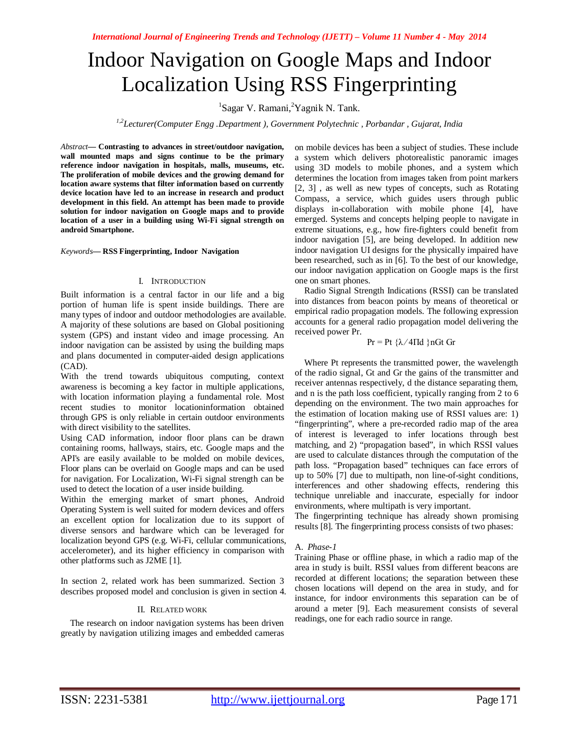# Indoor Navigation on Google Maps and Indoor Localization Using RSS Fingerprinting

[1]Sagar V. Ramani,[2]Yagnik N. Tank.

[1,2]*Lecturer(Computer Engg .Department ), Government Polytechnic , Porbandar , Gujarat, India*

*Abstract*— **Contrasting to advances in street/outdoor navigation, wall mounted maps and signs continue to be the primary reference indoor navigation in hospitals, malls, museums, etc. The proliferation of mobile devices and the growing demand for location aware systems that filter information based on currently device location have led to an increase in research and product development in this field. An attempt has been made to provide solution for indoor navigation on Google maps and to provide location of a user in a building using Wi-Fi signal strength on android Smartphone.**

*Keywords*— **RSS Fingerprinting, Indoor Navigation**

## I. Introduction

Built information is a central factor in our life and a big portion of human life is spent inside buildings. There are many types of indoor and outdoor methodologies are available. A majority of these solutions are based on Global positioning system (GPS) and instant video and image processing. An indoor navigation can be assisted by using the building maps and plans documented in computer-aided design applications (CAD).

With the trend towards ubiquitous computing, context awareness is becoming a key factor in multiple applications, with location information playing a fundamental role. Most recent studies to monitor locationinformation obtained through GPS is only reliable in certain outdoor environments with direct visibility to the satellites.

Using CAD information, indoor floor plans can be drawn containing rooms, hallways, stairs, etc. Google maps and the API's are easily available to be molded on mobile devices, Floor plans can be overlaid on Google maps and can be used for navigation. For Localization, Wi-Fi signal strength can be used to detect the location of a user inside building.

Within the emerging market of smart phones, Android Operating System is well suited for modern devices and offers an excellent option for localization due to its support of diverse sensors and hardware which can be leveraged for localization beyond GPS (e.g. Wi-Fi, cellular communications, accelerometer), and its higher efficiency in comparison with other platforms such as J2ME [1].

In section 2, related work has been summarized. Section 3 describes proposed model and conclusion is given in section 4.

## II. Related work

The research on indoor navigation systems has been driven greatly by navigation utilizing images and embedded cameras on mobile devices has been a subject of studies. These include a system which delivers photorealistic panoramic images using 3D models to mobile phones, and a system which determines the location from images taken from point markers [2, 3] , as well as new types of concepts, such as Rotating Compass, a service, which guides users through public displays in-collaboration with mobile phone [4], have emerged. Systems and concepts helping people to navigate in extreme situations, e.g., how fire-fighters could benefit from indoor navigation [5], are being developed. In addition new indoor navigation UI designs for the physically impaired have been researched, such as in [6]. To the best of our knowledge, our indoor navigation application on Google maps is the first one on smart phones.

Radio Signal Strength Indications (RSSI) can be translated into distances from beacon points by means of theoretical or empirical radio propagation models. The following expression accounts for a general radio propagation model delivering the received power Pr.

$$P_r = P_t \{\lambda / 4\Pi d\}^n G_t G_r$$

Where Pt represents the transmitted power, the wavelength of the radio signal, Gt and Gr the gains of the transmitter and receiver antennas respectively, d the distance separating them, and n is the path loss coefficient, typically ranging from 2 to 6 depending on the environment. The two main approaches for the estimation of location making use of RSSI values are: 1) "fingerprinting", where a pre-recorded radio map of the area of interest is leveraged to infer locations through best matching, and 2) "propagation based", in which RSSI values are used to calculate distances through the computation of the path loss. "Propagation based" techniques can face errors of up to 50% [7] due to multipath, non line-of-sight conditions, interferences and other shadowing effects, rendering this technique unreliable and inaccurate, especially for indoor environments, where multipath is very important.

The fingerprinting technique has already shown promising results [8]. The fingerprinting process consists of two phases:

### A. *Phase-1*

Training Phase or offline phase, in which a radio map of the area in study is built. RSSI values from different beacons are recorded at different locations; the separation between these chosen locations will depend on the area in study, and for instance, for indoor environments this separation can be of around a meter [9]. Each measurement consists of several readings, one for each radio source in range.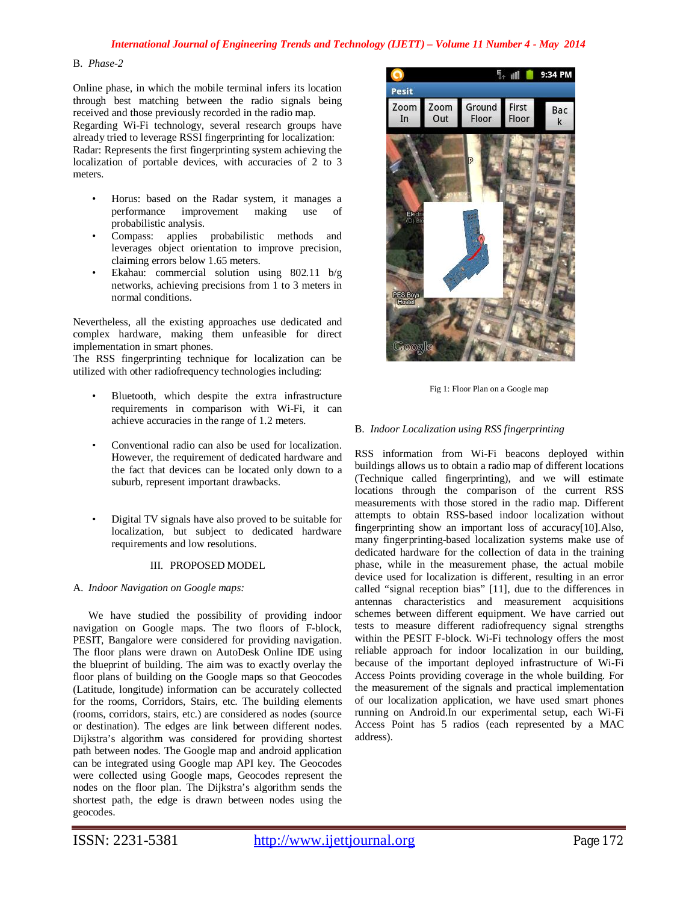### B. *Phase-2*

Online phase, in which the mobile terminal infers its location through best matching between the radio signals being received and those previously recorded in the radio map.
Regarding Wi-Fi technology, several research groups have already tried to leverage RSSI fingerprinting for localization:
Radar: Represents the first fingerprinting system achieving the localization of portable devices, with accuracies of 2 to 3 meters.

- Horus: based on the Radar system, it manages a performance improvement making use of probabilistic analysis.
- Compass: applies probabilistic methods and leverages object orientation to improve precision, claiming errors below 1.65 meters.
- Ekahau: commercial solution using 802.11 b/g networks, achieving precisions from 1 to 3 meters in normal conditions.

Nevertheless, all the existing approaches use dedicated and complex hardware, making them unfeasible for direct implementation in smart phones.
The RSS fingerprinting technique for localization can be utilized with other radiofrequency technologies including:

- Bluetooth, which despite the extra infrastructure requirements in comparison with Wi-Fi, it can achieve accuracies in the range of 1.2 meters.
- Conventional radio can also be used for localization. However, the requirement of dedicated hardware and the fact that devices can be located only down to a suburb, represent important drawbacks.
- Digital TV signals have also proved to be suitable for localization, but subject to dedicated hardware requirements and low resolutions.

## III. PROPOSED MODEL

### A. *Indoor Navigation on Google maps:*

We have studied the possibility of providing indoor navigation on Google maps. The two floors of F-block, PESIT, Bangalore were considered for providing navigation. The floor plans were drawn on AutoDesk Online IDE using the blueprint of building. The aim was to exactly overlay the floor plans of building on the Google maps so that Geocodes (Latitude, longitude) information can be accurately collected for the rooms, Corridors, Stairs, etc. The building elements (rooms, corridors, stairs, etc.) are considered as nodes (source or destination). The edges are link between different nodes. Dijkstra's algorithm was considered for providing shortest path between nodes. The Google map and android application can be integrated using Google map API key. The Geocodes were collected using Google maps, Geocodes represent the nodes on the floor plan. The Dijkstra's algorithm sends the shortest path, the edge is drawn between nodes using the geocodes.

Fig 1: Floor Plan on a Google map

### B. *Indoor Localization using RSS fingerprinting*

RSS information from Wi-Fi beacons deployed within buildings allows us to obtain a radio map of different locations (Technique called fingerprinting), and we will estimate locations through the comparison of the current RSS measurements with those stored in the radio map. Different attempts to obtain RSS-based indoor localization without fingerprinting show an important loss of accuracy[10].Also, many fingerprinting-based localization systems make use of dedicated hardware for the collection of data in the training phase, while in the measurement phase, the actual mobile device used for localization is different, resulting in an error called "signal reception bias" [11], due to the differences in antennas characteristics and measurement acquisitions schemes between different equipment. We have carried out tests to measure different radiofrequency signal strengths within the PESIT F-block. Wi-Fi technology offers the most reliable approach for indoor localization in our building, because of the important deployed infrastructure of Wi-Fi Access Points providing coverage in the whole building. For the measurement of the signals and practical implementation of our localization application, we have used smart phones running on Android.In our experimental setup, each Wi-Fi Access Point has 5 radios (each represented by a MAC address).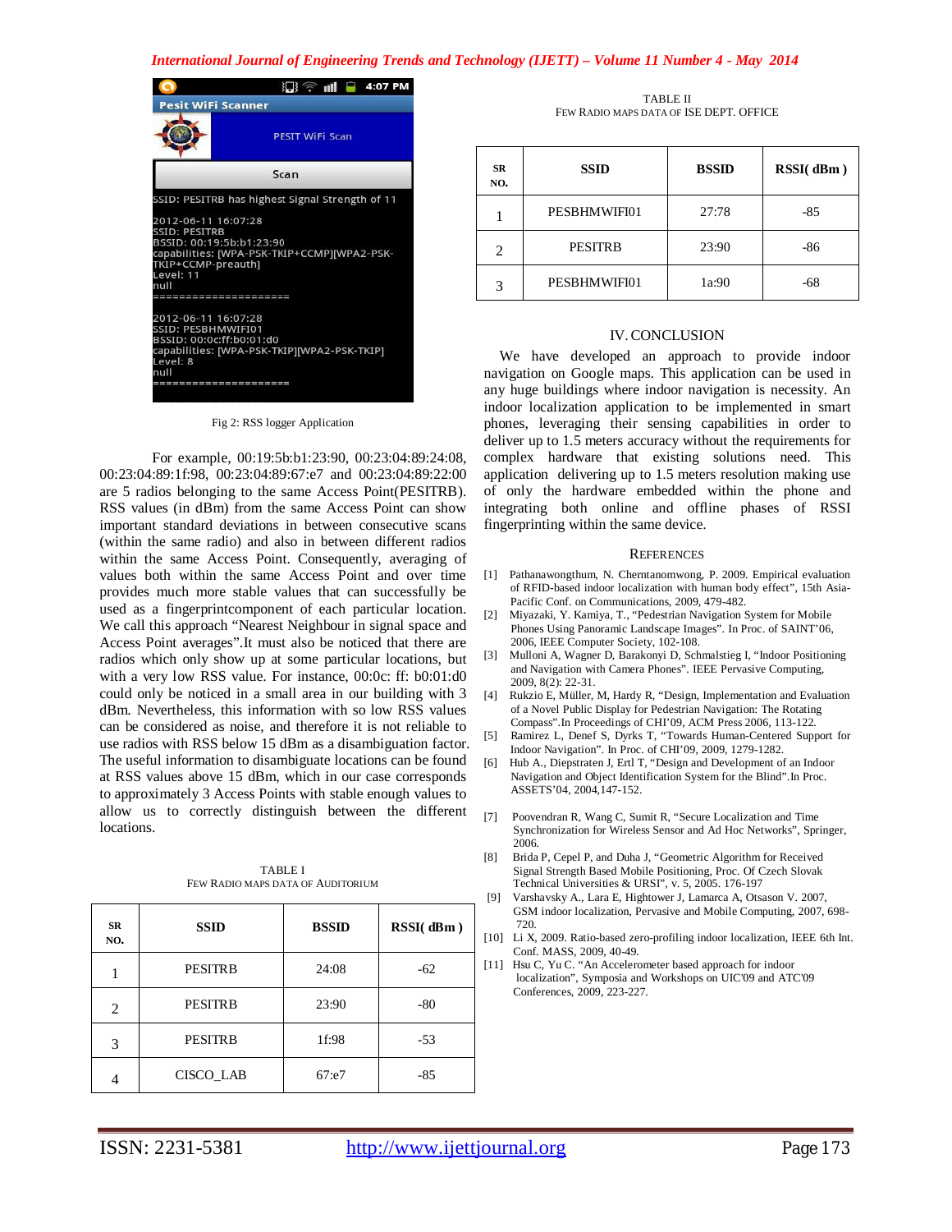Fig 2: RSS logger Application

For example, 00:19:5b:b1:23:90, 00:23:04:89:24:08, 00:23:04:89:1f:98, 00:23:04:89:67:e7 and 00:23:04:89:22:00 are 5 radios belonging to the same Access Point(PESITRB). RSS values (in dBm) from the same Access Point can show important standard deviations in between consecutive scans (within the same radio) and also in between different radios within the same Access Point. Consequently, averaging of values both within the same Access Point and over time provides much more stable values that can successfully be used as a fingerprintcomponent of each particular location. We call this approach "Nearest Neighbour in signal space and Access Point averages".It must also be noticed that there are radios which only show up at some particular locations, but with a very low RSS value. For instance, 00:0c: ff: b0:01:d0 could only be noticed in a small area in our building with 3 dBm. Nevertheless, this information with so low RSS values can be considered as noise, and therefore it is not reliable to use radios with RSS below 15 dBm as a disambiguation factor. The useful information to disambiguate locations can be found at RSS values above 15 dBm, which in our case corresponds to approximately 3 Access Points with stable enough values to allow us to correctly distinguish between the different locations.

TABLE I
FEW RADIO MAPS DATA OF AUDITORIUM

| SR NO. | SSID | BSSID | RSSI( dBm ) |
|---|---|---|---|
| 1 | PESITRB | 24:08 | -62 |
| 2 | PESITRB | 23:90 | -80 |
| 3 | PESITRB | 1f:98 | -53 |
| 4 | CISCO_LAB | 67:e7 | -85 |

TABLE II
FEW RADIO MAPS DATA OF ISE DEPT. OFFICE

| SR NO. | SSID | BSSID | RSSI( dBm ) |
|---|---|---|---|
| 1 | PESBHMWIFI01 | 27:78 | -85 |
| 2 | PESITRB | 23:90 | -86 |
| 3 | PESBHMWIFI01 | 1a:90 | -68 |

## IV. CONCLUSION

We have developed an approach to provide indoor navigation on Google maps. This application can be used in any huge buildings where indoor navigation is necessity. An indoor localization application to be implemented in smart phones, leveraging their sensing capabilities in order to deliver up to 1.5 meters accuracy without the requirements for complex hardware that existing solutions need. This application delivering up to 1.5 meters resolution making use of only the hardware embedded within the phone and integrating both online and offline phases of RSSI fingerprinting within the same device.

## REFERENCES

[1] Pathanawongthum, N. Cherntanomwong, P. 2009. Empirical evaluation of RFID-based indoor localization with human body effect", 15th Asia-Pacific Conf. on Communications, 2009, 479-482.

[2] Miyazaki, Y. Kamiya, T., "Pedestrian Navigation System for Mobile Phones Using Panoramic Landscape Images". In Proc. of SAINT'06, 2006, IEEE Computer Society, 102-108.

[3] Mulloni A, Wagner D, Barakonyi D, Schmalstieg I, "Indoor Positioning and Navigation with Camera Phones". IEEE Pervasive Computing, 2009, 8(2): 22-31.

[4] Rukzio E, Müller, M, Hardy R, "Design, Implementation and Evaluation of a Novel Public Display for Pedestrian Navigation: The Rotating Compass".In Proceedings of CHI'09, ACM Press 2006, 113-122.

[5] Ramirez L, Denef S, Dyrks T, "Towards Human-Centered Support for Indoor Navigation". In Proc. of CHI'09, 2009, 1279-1282.

[6] Hub A., Diepstraten J, Ertl T, "Design and Development of an Indoor Navigation and Object Identification System for the Blind".In Proc. ASSETS'04, 2004,147-152.

[7] Poovendran R, Wang C, Sumit R, "Secure Localization and Time Synchronization for Wireless Sensor and Ad Hoc Networks", Springer, 2006.

[8] Brida P, Cepel P, and Duha J, "Geometric Algorithm for Received Signal Strength Based Mobile Positioning, Proc. Of Czech Slovak Technical Universities & URSI", v. 5, 2005. 176-197

[9] Varshavsky A., Lara E, Hightower J, Lamarca A, Otsason V. 2007, GSM indoor localization, Pervasive and Mobile Computing, 2007, 698-720.

[10] Li X, 2009. Ratio-based zero-profiling indoor localization, IEEE 6th Int. Conf. MASS, 2009, 40-49.

[11] Hsu C, Yu C. "An Accelerometer based approach for indoor localization", Symposia and Workshops on UIC'09 and ATC'09 Conferences, 2009, 223-227.